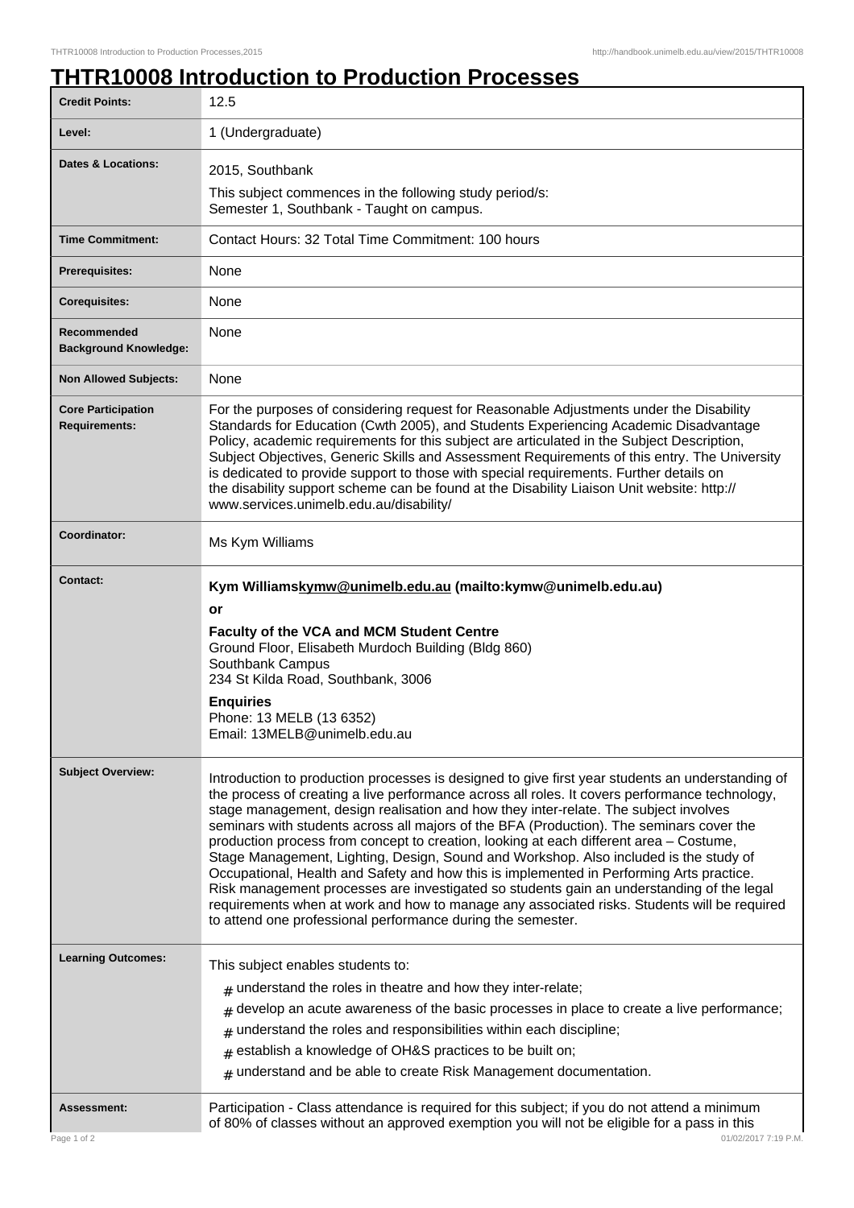# THTR10008 Introduction to Production Processes

| | |
|---|---|
| **Credit Points:** | 12.5 |
| **Level:** | 1 (Undergraduate) |
| **Dates & Locations:** | 2015, Southbank<br>This subject commences in the following study period/s:<br>Semester 1, Southbank - Taught on campus. |
| **Time Commitment:** | Contact Hours: 32 Total Time Commitment: 100 hours |
| **Prerequisites:** | None |
| **Corequisites:** | None |
| **Recommended Background Knowledge:** | None |
| **Non Allowed Subjects:** | None |
| **Core Participation Requirements:** | For the purposes of considering request for Reasonable Adjustments under the Disability Standards for Education (Cwth 2005), and Students Experiencing Academic Disadvantage Policy, academic requirements for this subject are articulated in the Subject Description, Subject Objectives, Generic Skills and Assessment Requirements of this entry. The University is dedicated to provide support to those with special requirements. Further details on the disability support scheme can be found at the Disability Liaison Unit website: http://www.services.unimelb.edu.au/disability/ |
| **Coordinator:** | Ms Kym Williams |
| **Contact:** | **Kym Williamskymw@unimelb.edu.au (mailto:kymw@unimelb.edu.au)**<br>**or**<br>**Faculty of the VCA and MCM Student Centre**<br>Ground Floor, Elisabeth Murdoch Building (Bldg 860)<br>Southbank Campus<br>234 St Kilda Road, Southbank, 3006<br>**Enquiries**<br>Phone: 13 MELB (13 6352)<br>Email: 13MELB@unimelb.edu.au |
| **Subject Overview:** | Introduction to production processes is designed to give first year students an understanding of the process of creating a live performance across all roles. It covers performance technology, stage management, design realisation and how they inter-relate. The subject involves seminars with students across all majors of the BFA (Production). The seminars cover the production process from concept to creation, looking at each different area – Costume, Stage Management, Lighting, Design, Sound and Workshop. Also included is the study of Occupational, Health and Safety and how this is implemented in Performing Arts practice. Risk management processes are investigated so students gain an understanding of the legal requirements when at work and how to manage any associated risks. Students will be required to attend one professional performance during the semester. |
| **Learning Outcomes:** | This subject enables students to:<br># understand the roles in theatre and how they inter-relate;<br># develop an acute awareness of the basic processes in place to create a live performance;<br># understand the roles and responsibilities within each discipline;<br># establish a knowledge of OH&S practices to be built on;<br># understand and be able to create Risk Management documentation. |
| **Assessment:** | Participation - Class attendance is required for this subject; if you do not attend a minimum of 80% of classes without an approved exemption you will not be eligible for a pass in this |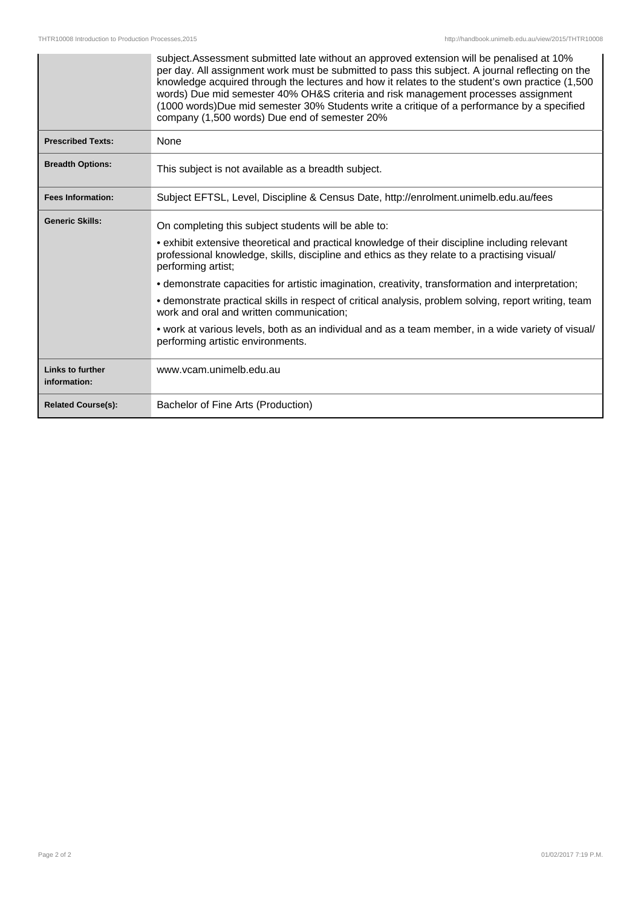| | |
|---|---|
| | subject.Assessment submitted late without an approved extension will be penalised at 10% per day. All assignment work must be submitted to pass this subject. A journal reflecting on the knowledge acquired through the lectures and how it relates to the student's own practice (1,500 words) Due mid semester 40% OH&S criteria and risk management processes assignment (1000 words)Due mid semester 30% Students write a critique of a performance by a specified company (1,500 words) Due end of semester 20% |
| **Prescribed Texts:** | None |
| **Breadth Options:** | This subject is not available as a breadth subject. |
| **Fees Information:** | Subject EFTSL, Level, Discipline & Census Date, http://enrolment.unimelb.edu.au/fees |
| **Generic Skills:** | On completing this subject students will be able to:<br>• exhibit extensive theoretical and practical knowledge of their discipline including relevant professional knowledge, skills, discipline and ethics as they relate to a practising visual/performing artist;<br>• demonstrate capacities for artistic imagination, creativity, transformation and interpretation;<br>• demonstrate practical skills in respect of critical analysis, problem solving, report writing, team work and oral and written communication;<br>• work at various levels, both as an individual and as a team member, in a wide variety of visual/performing artistic environments. |
| **Links to further information:** | www.vcam.unimelb.edu.au |
| **Related Course(s):** | Bachelor of Fine Arts (Production) |